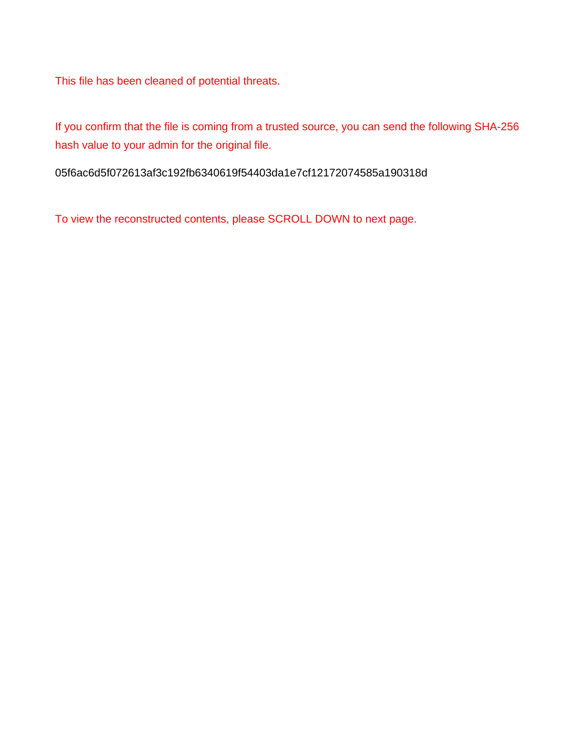This file has been cleaned of potential threats.

If you confirm that the file is coming from a trusted source, you can send the following SHA-256 hash value to your admin for the original file.

05f6ac6d5f072613af3c192fb6340619f54403da1e7cf12172074585a190318d

To view the reconstructed contents, please SCROLL DOWN to next page.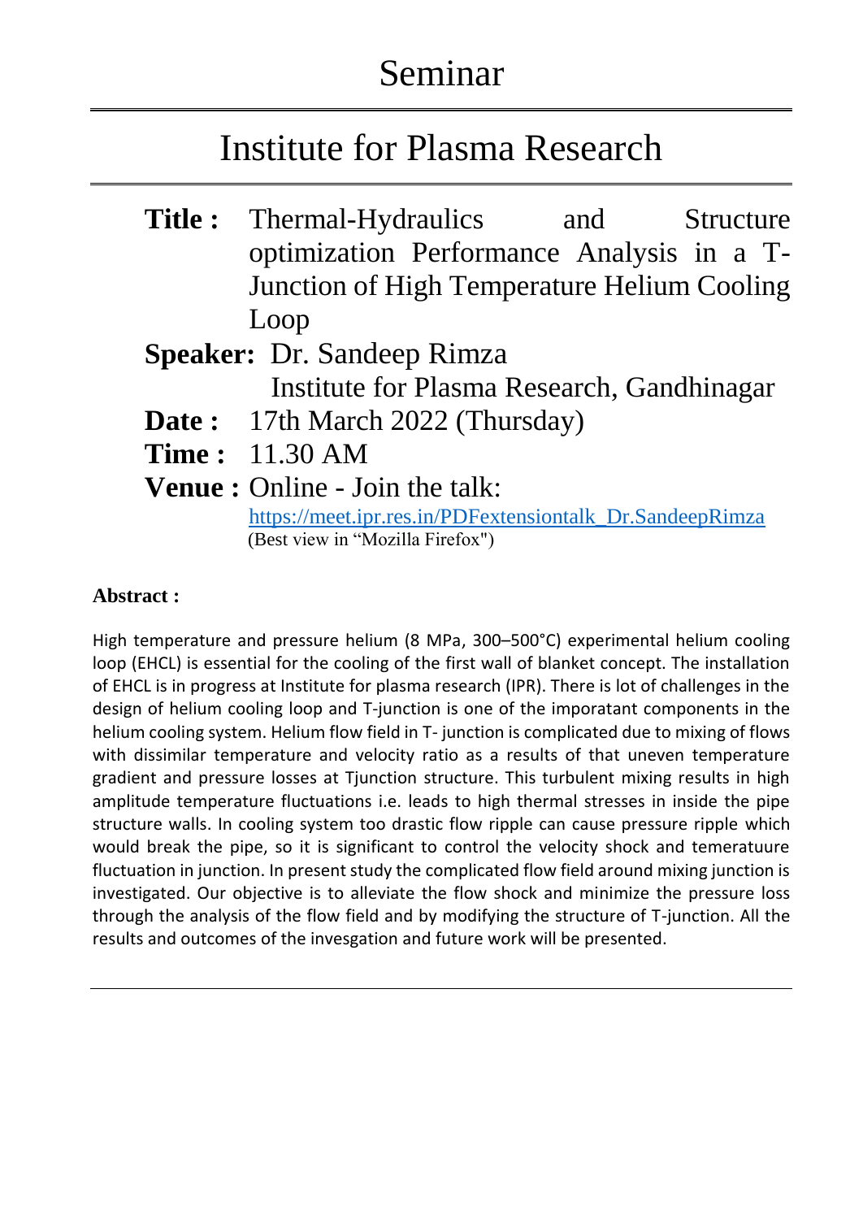# Seminar

## Institute for Plasma Research

**Title :** Thermal-Hydraulics and Structure optimization Performance Analysis in a T-Junction of High Temperature Helium Cooling Loop

**Speaker:** Dr. Sandeep Rimza
Institute for Plasma Research, Gandhinagar

**Date :** 17th March 2022 (Thursday)

**Time :** 11.30 AM

**Venue :** Online - Join the talk:
https://meet.ipr.res.in/PDFextensiontalk_Dr.SandeepRimza
(Best view in "Mozilla Firefox")

**Abstract :**

High temperature and pressure helium (8 MPa, 300–500°C) experimental helium cooling loop (EHCL) is essential for the cooling of the first wall of blanket concept. The installation of EHCL is in progress at Institute for plasma research (IPR). There is lot of challenges in the design of helium cooling loop and T-junction is one of the imporatant components in the helium cooling system. Helium flow field in T- junction is complicated due to mixing of flows with dissimilar temperature and velocity ratio as a results of that uneven temperature gradient and pressure losses at Tjunction structure. This turbulent mixing results in high amplitude temperature fluctuations i.e. leads to high thermal stresses in inside the pipe structure walls. In cooling system too drastic flow ripple can cause pressure ripple which would break the pipe, so it is significant to control the velocity shock and temeratuure fluctuation in junction. In present study the complicated flow field around mixing junction is investigated. Our objective is to alleviate the flow shock and minimize the pressure loss through the analysis of the flow field and by modifying the structure of T-junction. All the results and outcomes of the invesgation and future work will be presented.